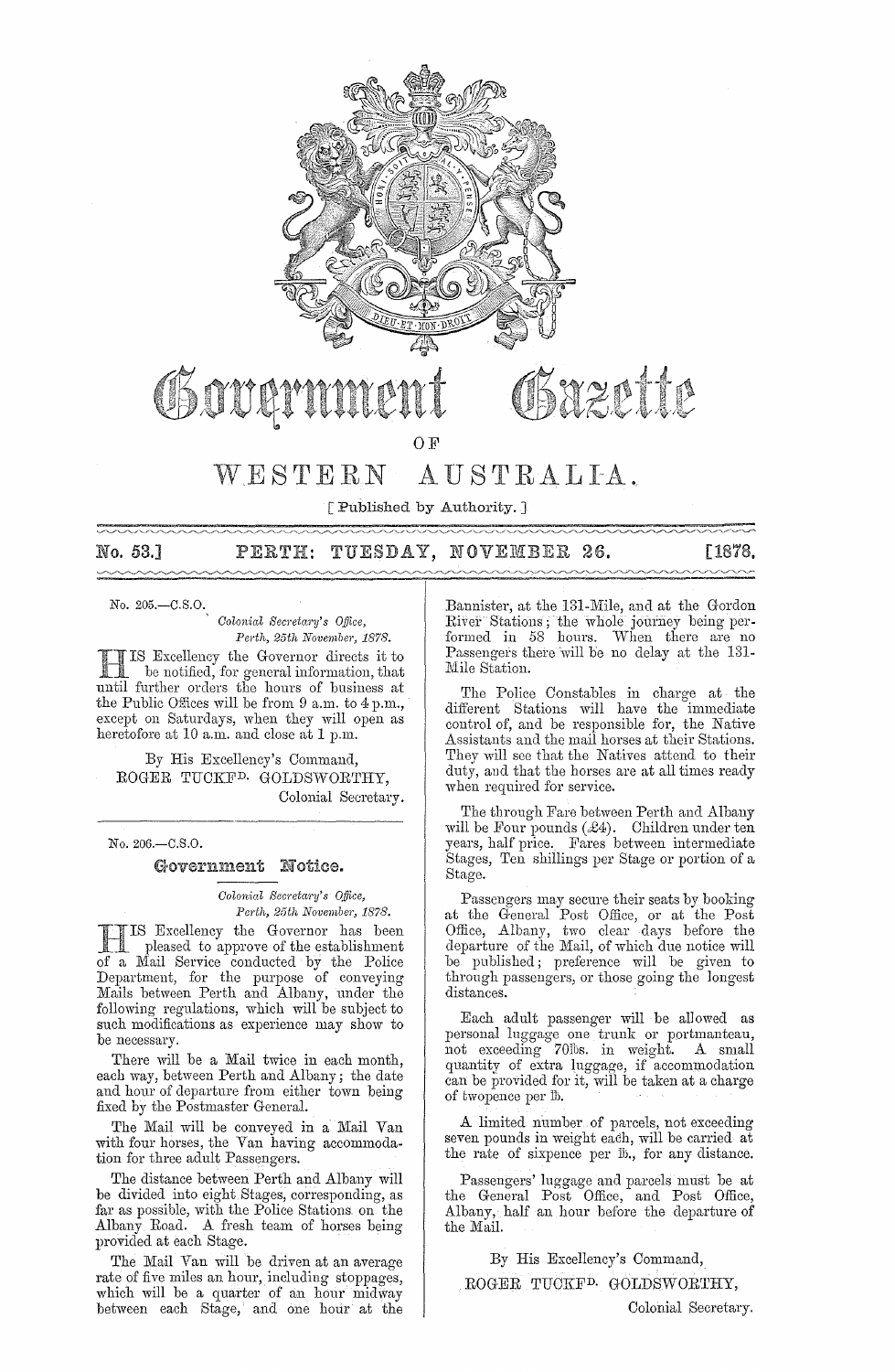# Government Gazette

OF

# WESTERN AUSTRALIA.

[ Published by Authority. ]

**No. 53.] PERTH: TUESDAY, NOVEMBER 26. [1878.**

No. 205.—C.S.O.

*Colonial Secretary's Office,*
*Perth, 25th November, 1878.*

HIS Excellency the Governor directs it to be notified, for general information, that until further orders the hours of business at the Public Offices will be from 9 a.m. to 4 p.m., except on Saturdays, when they will open as heretofore at 10 a.m. and close at 1 p.m.

By His Excellency's Command,
ROGER TUCKF$^{D.}$ GOLDSWORTHY,
Colonial Secretary.

---

No. 206.—C.S.O.

## Government Notice.

*Colonial Secretary's Office,*
*Perth, 25th November, 1878.*

HIS Excellency the Governor has been pleased to approve of the establishment of a Mail Service conducted by the Police Department, for the purpose of conveying Mails between Perth and Albany, under the following regulations, which will be subject to such modifications as experience may show to be necessary.

There will be a Mail twice in each month, each way, between Perth and Albany; the date and hour of departure from either town being fixed by the Postmaster General.

The Mail will be conveyed in a Mail Van with four horses, the Van having accommodation for three adult Passengers.

The distance between Perth and Albany will be divided into eight Stages, corresponding, as far as possible, with the Police Stations on the Albany Road. A fresh team of horses being provided at each Stage.

The Mail Van will be driven at an average rate of five miles an hour, including stoppages, which will be a quarter of an hour midway between each Stage, and one hour at the Bannister, at the 131-Mile, and at the Gordon River Stations; the whole journey being performed in 58 hours. When there are no Passengers there will be no delay at the 131-Mile Station.

The Police Constables in charge at the different Stations will have the immediate control of, and be responsible for, the Native Assistants and the mail horses at their Stations. They will see that the Natives attend to their duty, and that the horses are at all times ready when required for service.

The through Fare between Perth and Albany will be Four pounds (£4). Children under ten years, half price. Fares between intermediate Stages, Ten shillings per Stage or portion of a Stage.

Passengers may secure their seats by booking at the General Post Office, or at the Post Office, Albany, two clear days before the departure of the Mail, of which due notice will be published; preference will be given to through passengers, or those going the longest distances.

Each adult passenger will be allowed as personal luggage one trunk or portmanteau, not exceeding 70lbs. in weight. A small quantity of extra luggage, if accommodation can be provided for it, will be taken at a charge of twopence per lb.

A limited number of parcels, not exceeding seven pounds in weight each, will be carried at the rate of sixpence per lb., for any distance.

Passengers' luggage and parcels must be at the General Post Office, and Post Office, Albany, half an hour before the departure of the Mail.

By His Excellency's Command,
ROGER TUCKF$^{D.}$ GOLDSWORTHY,
Colonial Secretary.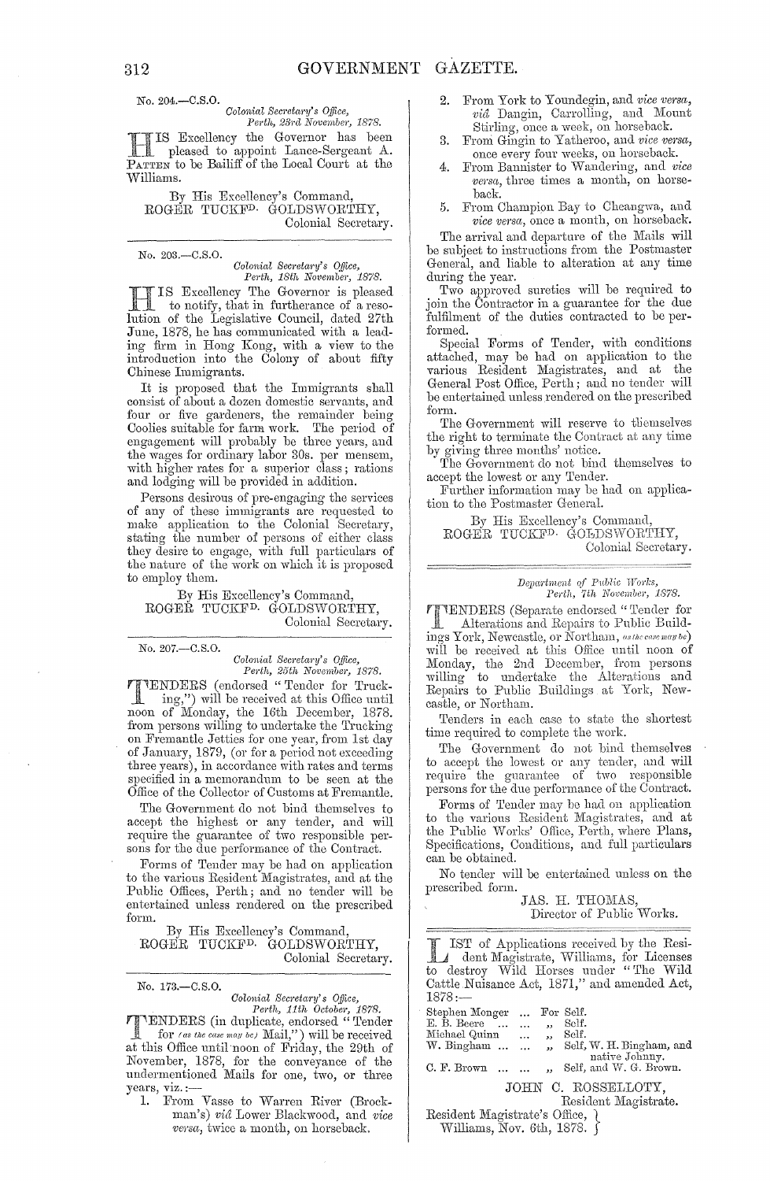No. 204.—C.S.O.

*Colonial Secretary's Office,*
*Perth, 23rd November, 1878.*

HIS Excellency the Governor has been pleased to appoint Lance-Sergeant A. PATTEN to be Bailiff of the Local Court at the Williams.

By His Excellency's Command,
ROGER TUCKF^D. GOLDSWORTHY,
Colonial Secretary.

---

No. 203.—C.S.O.

*Colonial Secretary's Office,*
*Perth, 18th November, 1878.*

HIS Excellency The Governor is pleased to notify, that in furtherance of a resolution of the Legislative Council, dated 27th June, 1878, he has communicated with a leading firm in Hong Kong, with a view to the introduction into the Colony of about fifty Chinese Immigrants.

It is proposed that the Immigrants shall consist of about a dozen domestic servants, and four or five gardeners, the remainder being Coolies suitable for farm work. The period of engagement will probably be three years, and the wages for ordinary labor 30s. per mensem, with higher rates for a superior class; rations and lodging will be provided in addition.

Persons desirous of pre-engaging the services of any of these immigrants are requested to make application to the Colonial Secretary, stating the number of persons of either class they desire to engage, with full particulars of the nature of the work on which it is proposed to employ them.

By His Excellency's Command,
ROGER TUCKF^D. GOLDSWORTHY,
Colonial Secretary.

---

No. 207.—C.S.O.

*Colonial Secretary's Office,*
*Perth, 25th November, 1878.*

TENDERS (endorsed "Tender for Trucking,") will be received at this Office until noon of Monday, the 16th December, 1878. from persons willing to undertake the Trucking on Fremantle Jetties for one year, from 1st day of January, 1879, (or for a period not exceeding three years), in accordance with rates and terms specified in a memorandum to be seen at the Office of the Collector of Customs at Fremantle.

The Government do not bind themselves to accept the highest or any tender, and will require the guarantee of two responsible persons for the due performance of the Contract.

Forms of Tender may be had on application to the various Resident Magistrates, and at the Public Offices, Perth; and no tender will be entertained unless rendered on the prescribed form.

By His Excellency's Command,
ROGER TUCKF^D. GOLDSWORTHY,
Colonial Secretary.

---

No. 173.—C.S.O.

*Colonial Secretary's Office,*
*Perth, 11th October, 1878.*

TENDERS (in duplicate, endorsed "Tender for *(as the case may be)* Mail,") will be received at this Office until noon of Friday, the 29th of November, 1878, for the conveyance of the undermentioned Mails for one, two, or three years, viz.:—

1. From Vasse to Warren River (Brockman's) *viâ* Lower Blackwood, and *vice versa*, twice a month, on horseback.
2. From York to Youndegin, and *vice versa*, *viâ* Dangin, Carrolling, and Mount Stirling, once a week, on horseback.
3. From Gingin to Yatheroo, and *vice versa*, once every four weeks, on horseback.
4. From Bannister to Wandering, and *vice versa*, three times a month, on horseback.
5. From Champion Bay to Cheangwa, and *vice versa*, once a month, on horseback.

The arrival and departure of the Mails will be subject to instructions from the Postmaster General, and liable to alteration at any time during the year.

Two approved sureties will be required to join the Contractor in a guarantee for the due fulfilment of the duties contracted to be performed.

Special Forms of Tender, with conditions attached, may be had on application to the various Resident Magistrates, and at the General Post Office, Perth; and no tender will be entertained unless rendered on the prescribed form.

The Government will reserve to themselves the right to terminate the Contract at any time by giving three months' notice.

The Government do not bind themselves to accept the lowest or any Tender.

Further information may be had on application to the Postmaster General.

By His Excellency's Command,
ROGER TUCKF^D. GOLDSWORTHY,
Colonial Secretary.

---

*Department of Public Works,*
*Perth, 7th November, 1878.*

TENDERS (Separate endorsed "Tender for Alterations and Repairs to Public Buildings York, Newcastle, or Northam, *(as the case may be)*) will be received at this Office until noon of Monday, the 2nd December, from persons willing to undertake the Alterations and Repairs to Public Buildings at York, Newcastle, or Northam.

Tenders in each case to state the shortest time required to complete the work.

The Government do not bind themselves to accept the lowest or any tender, and will require the guarantee of two responsible persons for the due performance of the Contract.

Forms of Tender may be had on application to the various Resident Magistrates, and at the Public Works' Office, Perth, where Plans, Specifications, Conditions, and full particulars can be obtained.

No tender will be entertained unless on the prescribed form.

JAS. H. THOMAS,
Director of Public Works.

---

LIST of Applications received by the Resident Magistrate, Williams, for Licenses to destroy Wild Horses under "The Wild Cattle Nuisance Act, 1871," and amended Act, 1878:—

| | | |
|---|---|---|
| Stephen Monger ... | For | Self. |
| E. B. Beere ... ... | „ | Self. |
| Michael Quinn ... | „ | Self. |
| W. Bingham ... ... | „ | Self, W. H. Bingham, and native Johnny. |
| C. F. Brown ... ... | „ | Self, and W. G. Brown. |

JOHN C. ROSSELLOTY,
Resident Magistrate.

Resident Magistrate's Office,
Williams, Nov. 6th, 1878.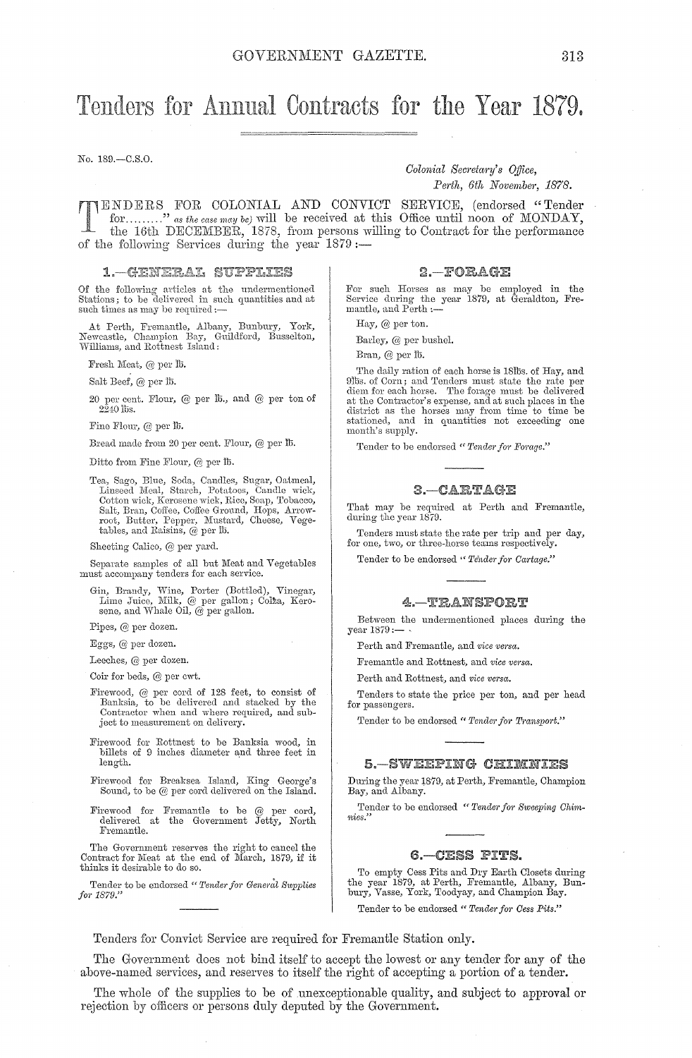# Tenders for Annual Contracts for the Year 1879.

No. 189.—C.S.O.

*Colonial Secretary's Office,*
*Perth, 6th November, 1878.*

TENDERS FOR COLONIAL AND CONVICT SERVICE, (endorsed "Tender for........." *as the case may be)* will be received at this Office until noon of MONDAY, the 16th DECEMBER, 1878, from persons willing to Contract for the performance of the following Services during the year 1879:—

## 1.—GENERAL SUPPLIES

Of the following articles at the undermentioned Stations; to be delivered in such quantities and at such times as may be required:—

At Perth, Fremantle, Albany, Bunbury, York, Newcastle, Champion Bay, Guildford, Busselton, Williams, and Rottnest Island:

Fresh Meat, @ per lb.

Salt Beef, @ per lb.

20 per cent. Flour, @ per lb., and @ per ton of 2240 lbs.

Fine Flour, @ per lb.

Bread made from 20 per cent. Flour, @ per lb.

Ditto from Fine Flour, @ per lb.

Tea, Sago, Blue, Soda, Candles, Sugar, Oatmeal, Linseed Meal, Starch, Potatoes, Candle wick, Cotton wick, Kerosene wick, Rice, Soap, Tobacco, Salt, Bran, Coffee, Coffee Ground, Hops, Arrowroot, Butter, Pepper, Mustard, Cheese, Vegetables, and Raisins, @ per lb.

Sheeting Calico, @ per yard.

Separate samples of all but Meat and Vegetables must accompany tenders for each service.

Gin, Brandy, Wine, Porter (Bottled), Vinegar, Lime Juice, Milk, @ per gallon; Colza, Kerosene, and Whale Oil, @ per gallon.

Pipes, @ per dozen.

Eggs, @ per dozen.

Leeches, @ per dozen.

Coir for beds, @ per cwt.

Firewood, @ per cord of 128 feet, to consist of Banksia, to be delivered and stacked by the Contractor when and where required, and subject to measurement on delivery.

Firewood for Rottnest to be Banksia wood, in billets of 9 inches diameter and three feet in length.

Firewood for Breaksea Island, King George's Sound, to be @ per cord delivered on the Island.

Firewood for Fremantle to be @ per cord, delivered at the Government Jetty, North Fremantle.

The Government reserves the right to cancel the Contract for Meat at the end of March, 1879, if it thinks it desirable to do so.

Tender to be endorsed *"Tender for General Supplies for 1879."*

## 2.—FORAGE

For such Horses as may be employed in the Service during the year 1879, at Geraldton, Fremantle, and Perth:—

Hay, @ per ton.

Barley, @ per bushel.

Bran, @ per lb.

The daily ration of each horse is 18lbs. of Hay, and 9lbs. of Corn; and Tenders must state the rate per diem for each horse. The forage must be delivered at the Contractor's expense, and at such places in the district as the horses may from time to time be stationed, and in quantities not exceeding one month's supply.

Tender to be endorsed *"Tender for Forage."*

## 3.—CARTAGE

That may be required at Perth and Fremantle, during the year 1879.

Tenders must state the rate per trip and per day, for one, two, or three-horse teams respectively.

Tender to be endorsed *"Tender for Cartage."*

## 4.—TRANSPORT

Between the undermentioned places during the year 1879:—

Perth and Fremantle, and *vice versa.*

Fremantle and Rottnest, and *vice versa.*

Perth and Rottnest, and *vice versa.*

Tenders to state the price per ton, and per head for passengers.

Tender to be endorsed *"Tender for Transport."*

## 5.—SWEEPING CHIMNIES

During the year 1879, at Perth, Fremantle, Champion Bay, and Albany.

Tender to be endorsed *"Tender for Sweeping Chimnies."*

## 6.—CESS PITS.

To empty Cess Pits and Dry Earth Closets during the year 1879, at Perth, Fremantle, Albany, Bunbury, Vasse, York, Toodyay, and Champion Bay.

Tender to be endorsed *"Tender for Cess Pits."*

Tenders for Convict Service are required for Fremantle Station only.

The Government does not bind itself to accept the lowest or any tender for any of the above-named services, and reserves to itself the right of accepting a portion of a tender.

The whole of the supplies to be of unexceptionable quality, and subject to approval or rejection by officers or persons duly deputed by the Government.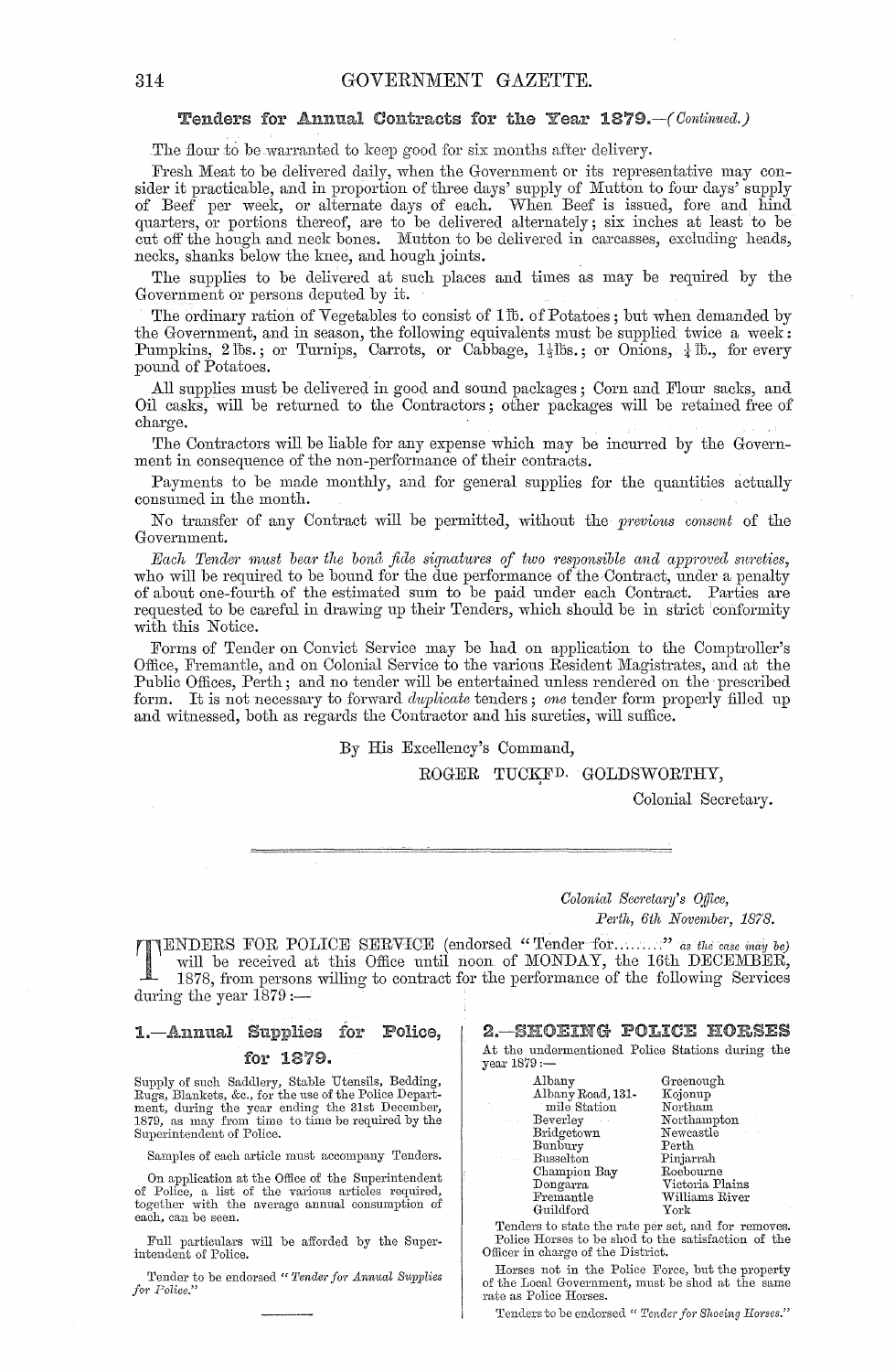## Tenders for Annual Contracts for the Year 1879.—*(Continued.)*

The flour to be warranted to keep good for six months after delivery.

Fresh Meat to be delivered daily, when the Government or its representative may consider it practicable, and in proportion of three days' supply of Mutton to four days' supply of Beef per week, or alternate days of each. When Beef is issued, fore and hind quarters, or portions thereof, are to be delivered alternately; six inches at least to be cut off the hough and neck bones. Mutton to be delivered in carcasses, excluding heads, necks, shanks below the knee, and hough joints.

The supplies to be delivered at such places and times as may be required by the Government or persons deputed by it.

The ordinary ration of Vegetables to consist of 1 lb. of Potatoes; but when demanded by the Government, and in season, the following equivalents must be supplied twice a week: Pumpkins, 2 lbs.; or Turnips, Carrots, or Cabbage, 1½ lbs.; or Onions, ¼ lb., for every pound of Potatoes.

All supplies must be delivered in good and sound packages; Corn and Flour sacks, and Oil casks, will be returned to the Contractors; other packages will be retained free of charge.

The Contractors will be liable for any expense which may be incurred by the Government in consequence of the non-performance of their contracts.

Payments to be made monthly, and for general supplies for the quantities actually consumed in the month.

No transfer of any Contract will be permitted, without the *previous consent* of the Government.

*Each Tender must bear the bonâ fide signatures of two responsible and approved sureties,* who will be required to be bound for the due performance of the Contract, under a penalty of about one-fourth of the estimated sum to be paid under each Contract. Parties are requested to be careful in drawing up their Tenders, which should be in strict conformity with this Notice.

Forms of Tender on Convict Service may be had on application to the Comptroller's Office, Fremantle, and on Colonial Service to the various Resident Magistrates, and at the Public Offices, Perth; and no tender will be entertained unless rendered on the prescribed form. It is not necessary to forward *duplicate* tenders; *one* tender form properly filled up and witnessed, both as regards the Contractor and his sureties, will suffice.

By His Excellency's Command,

ROGER TUCKFD. GOLDSWORTHY,
Colonial Secretary.

---

*Colonial Secretary's Office,*
*Perth, 6th November, 1878.*

TENDERS FOR POLICE SERVICE (endorsed "Tender for........" *as the case may be*) will be received at this Office until noon of MONDAY, the 16th DECEMBER, 1878, from persons willing to contract for the performance of the following Services during the year 1879:—

### 1.—Annual Supplies for Police, for 1879.

Supply of such Saddlery, Stable Utensils, Bedding, Rugs, Blankets, &c., for the use of the Police Department, during the year ending the 31st December, 1879, as may from time to time be required by the Superintendent of Police.

Samples of each article must accompany Tenders.

On application at the Office of the Superintendent of Police, a list of the various articles required, together with the average annual consumption of each, can be seen.

Full particulars will be afforded by the Superintendent of Police.

Tender to be endorsed *"Tender for Annual Supplies for Police."*

### 2.—SHOEING POLICE HORSES

At the undermentioned Police Stations during the year 1879:—

| | |
|---|---|
| Albany | Greenough |
| Albany Road, 131-mile Station | Kojonup |
| Beverley | Northam |
| Bridgetown | Northampton |
| Bunbury | Newcastle |
| Busselton | Perth |
| Champion Bay | Pinjarrah |
| Dongarra | Roebourne |
| Fremantle | Victoria Plains |
| Guildford | Williams River |
| | York |

Tenders to state the rate per set, and for removes. Police Horses to be shod to the satisfaction of the Officer in charge of the District.

Horses not in the Police Force, but the property of the Local Government, must be shod at the same rate as Police Horses.

Tenders to be endorsed *"Tender for Shoeing Horses."*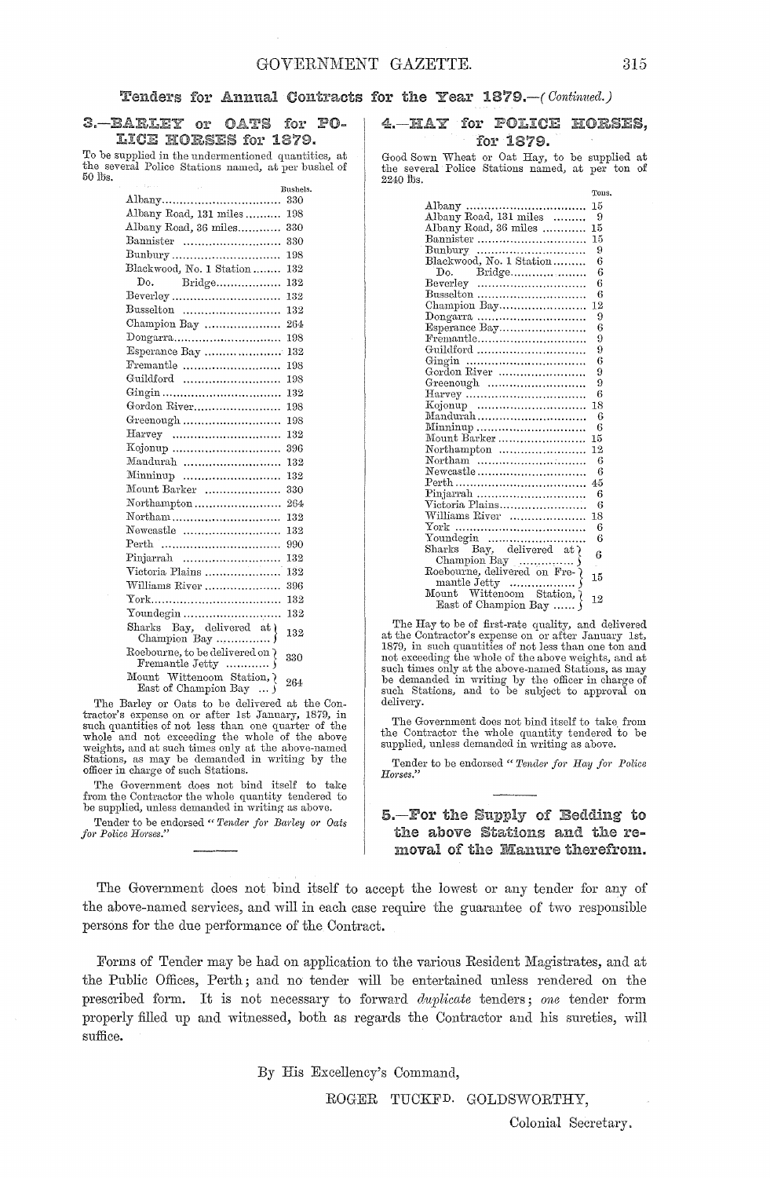## Tenders for Annual Contracts for the Year 1879.—*(Continued.)*

### 3.—BARLEY or OATS for POLICE HORSES for 1879.

To be supplied in the undermentioned quantities, at the several Police Stations named, at per bushel of 50 lbs.

| Station | Bushels. |
|---|---|
| Albany | 330 |
| Albany Road, 131 miles | 198 |
| Albany Road, 36 miles | 330 |
| Bannister | 330 |
| Bunbury | 198 |
| Blackwood, No. 1 Station | 132 |
| Do. Bridge | 132 |
| Beverley | 132 |
| Busselton | 132 |
| Champion Bay | 264 |
| Dongarra | 198 |
| Esperance Bay | 132 |
| Fremantle | 198 |
| Guildford | 198 |
| Gingin | 132 |
| Gordon River | 198 |
| Greenough | 198 |
| Harvey | 132 |
| Kojonup | 396 |
| Mandurah | 132 |
| Minninup | 132 |
| Mount Barker | 330 |
| Northampton | 264 |
| Northam | 132 |
| Newcastle | 132 |
| Perth | 990 |
| Pinjarrah | 132 |
| Victoria Plains | 132 |
| Williams River | 396 |
| York | 132 |
| Youndegin | 132 |
| Sharks Bay, delivered at Champion Bay | 132 |
| Roebourne, to be delivered on Fremantle Jetty | 330 |
| Mount Wittenoom Station, East of Champion Bay | 264 |

The Barley or Oats to be delivered at the Contractor's expense on or after 1st January, 1879, in such quantities of not less than one quarter of the whole and not exceeding the whole of the above weights, and at such times only at the above-named Stations, as may be demanded in writing by the officer in charge of such Stations.

The Government does not bind itself to take from the Contractor the whole quantity tendered to be supplied, unless demanded in writing as above.

Tender to be endorsed "*Tender for Barley or Oats for Police Horses.*"

### 4.—HAY for POLICE HORSES, for 1879.

Good Sown Wheat or Oat Hay, to be supplied at the several Police Stations named, at per ton of 2240 lbs.

| Station | Tons. |
|---|---|
| Albany | 15 |
| Albany Road, 131 miles | 9 |
| Albany Road, 36 miles | 15 |
| Bannister | 15 |
| Bunbury | 9 |
| Blackwood, No. 1 Station | 6 |
| Do. Bridge | 6 |
| Beverley | 6 |
| Busselton | 6 |
| Champion Bay | 12 |
| Dongarra | 9 |
| Esperance Bay | 6 |
| Fremantle | 9 |
| Guildford | 9 |
| Gingin | 6 |
| Gordon River | 9 |
| Greenough | 9 |
| Harvey | 6 |
| Kojonup | 18 |
| Mandurah | 6 |
| Minninup | 6 |
| Mount Barker | 15 |
| Northampton | 12 |
| Northam | 6 |
| Newcastle | 6 |
| Perth | 45 |
| Pinjarrah | 6 |
| Victoria Plains | 6 |
| Williams River | 18 |
| York | 6 |
| Youndegin | 6 |
| Sharks Bay, delivered at Champion Bay | 6 |
| Roebourne, delivered on Fremantle Jetty | 15 |
| Mount Wittenoom Station, East of Champion Bay | 12 |

The Hay to be of first-rate quality, and delivered at the Contractor's expense on or after January 1st, 1879, in such quantities of not less than one ton and not exceeding the whole of the above weights, and at such times only at the above-named Stations, as may be demanded in writing by the officer in charge of such Stations, and to be subject to approval on delivery.

The Government does not bind itself to take from the Contractor the whole quantity tendered to be supplied, unless demanded in writing as above.

Tender to be endorsed "*Tender for Hay for Police Horses.*"

### 5.—For the Supply of Bedding to the above Stations and the removal of the Manure therefrom.

The Government does not bind itself to accept the lowest or any tender for any of the above-named services, and will in each case require the guarantee of two responsible persons for the due performance of the Contract.

Forms of Tender may be had on application to the various Resident Magistrates, and at the Public Offices, Perth; and no tender will be entertained unless rendered on the prescribed form. It is not necessary to forward *duplicate* tenders; *one* tender form properly filled up and witnessed, both as regards the Contractor and his sureties, will suffice.

By His Excellency's Command,

ROGER TUCKFD. GOLDSWORTHY,

Colonial Secretary.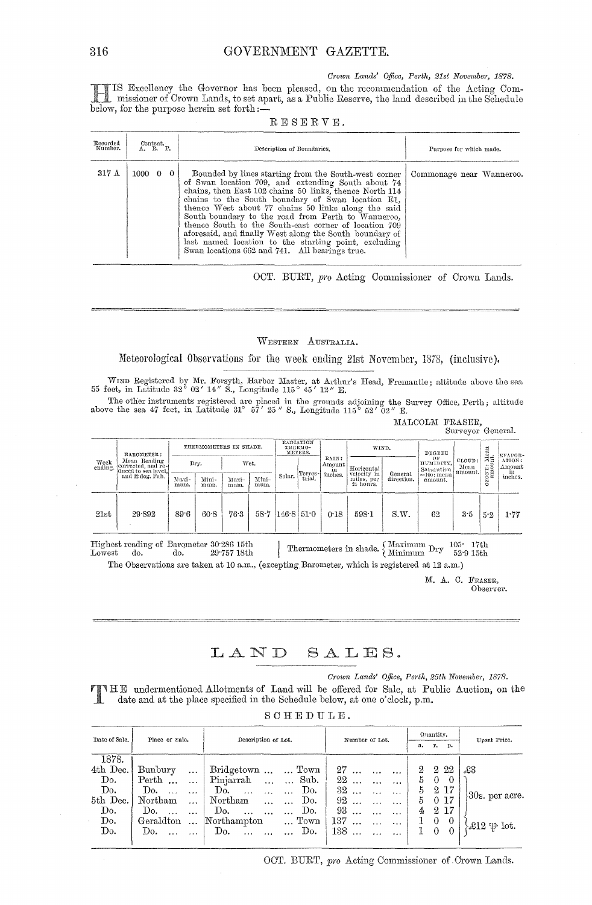*Crown Lands' Office, Perth, 21st November, 1878.*

HIS Excellency the Governor has been pleased, on the recommendation of the Acting Commissioner of Crown Lands, to set apart, as a Public Reserve, the land described in the Schedule below, for the purpose herein set forth:—

RESERVE.

| Recorded Number. | Content. A. R. P. | Description of Boundaries. | Purpose for which made. |
|---|---|---|---|
| 317 A | 1000 0 0 | Bounded by lines starting from the South-west corner of Swan location 709, and extending South about 74 chains, then East 102 chains 50 links, thence North 114 chains to the South boundary of Swan location E1, thence West about 77 chains 50 links along the said South boundary to the road from Perth to Wanneroo, thence South to the South-east corner of location 709 aforesaid, and finally West along the South boundary of last named location to the starting point, excluding Swan locations 662 and 741. All bearings true. | Commonage near Wanneroo. |

OCT. BURT, *pro* Acting Commissioner of Crown Lands.

---

WESTERN AUSTRALIA.

## Meteorological Observations for the week ending 21st November, 1878, (inclusive).

WIND Registered by Mr. Forsyth, Harbor Master, at Arthur's Head, Fremantle; altitude above the sea 55 feet, in Latitude 32° 02′ 14″ S., Longitude 115° 45′ 12″ E.

The other instruments registered are placed in the grounds adjoining the Survey Office, Perth; altitude above the sea 47 feet, in Latitude 31° 57′ 25″ S., Longitude 115° 52′ 02″ E.

MALCOLM FRASER,
Surveyor General.

| Week ending. | BAROMETER: Mean Reading corrected, and reduced to sea level, and 32 deg. Fah. | THERMOMETERS IN SHADE. | | | | RADIATION THERMOMETERS. | | RAIN: Amount in inches. | WIND. | | DEGREE OF HUMIDITY, Saturation =100: mean amount. | CLOUD: Mean amount. | OZONE: Mean amount. | EVAPORATION: Amount in inches. |
|---|---|---|---|---|---|---|---|---|---|---|---|---|---|---|
| | | Dry. | | Wet. | | | | | | | | | | |
| | | Maximum. | Minimum. | Maximum. | Minimum. | Solar. | Terrestrial. | | Horizontal velocity in miles, per 24 hours. | General direction. | | | | |
| 21st | 29·892 | 89·6 | 60·8 | 76·3 | 58·7 | 146·8 | 51·0 | 0·18 | 598·1 | S.W. | 62 | 3·5 | 5·2 | 1·77 |

Highest reading of Barometer 30·286 15th
Lowest do. do. 29·757 18th

Thermometers in shade. Maximum Dry 105· 17th; Minimum Dry 52·9 15th

The Observations are taken at 10 a.m., (excepting Barometer, which is registered at 12 a.m.)

M. A. C. FRASER,
Observer.

---

# LAND SALES.

*Crown Lands' Office, Perth, 25th November, 1878.*

THE undermentioned Allotments of Land will be offered for Sale, at Public Auction, on the date and at the place specified in the Schedule below, at one o'clock, p.m.

SCHEDULE.

| Date of Sale. | Place of Sale. | Description of Lot. | Number of Lot. | Quantity. a. r. p. | Upset Price. |
|---|---|---|---|---|---|
| 1878. | | | | | |
| 4th Dec. | Bunbury | Bridgetown ... Town | 27 | 2 2 22 | £3 |
| Do. | Perth | Pinjarrah ... Sub. | 22 | 5 0 0 | 30s. per acre. |
| Do. | Do. | Do. ... Do. | 32 | 5 2 17 | 30s. per acre. |
| 5th Dec. | Northam | Northam ... Do. | 92 | 5 0 17 | 30s. per acre. |
| Do. | Do. | Do. ... Do. | 93 | 4 2 17 | 30s. per acre. |
| Do. | Geraldton | Northampton ... Town | 137 | 1 0 0 | £12 ℔ lot. |
| Do. | Do. | Do. ... Do. | 138 | 1 0 0 | £12 ℔ lot. |

OCT. BURT, *pro* Acting Commissioner of Crown Lands.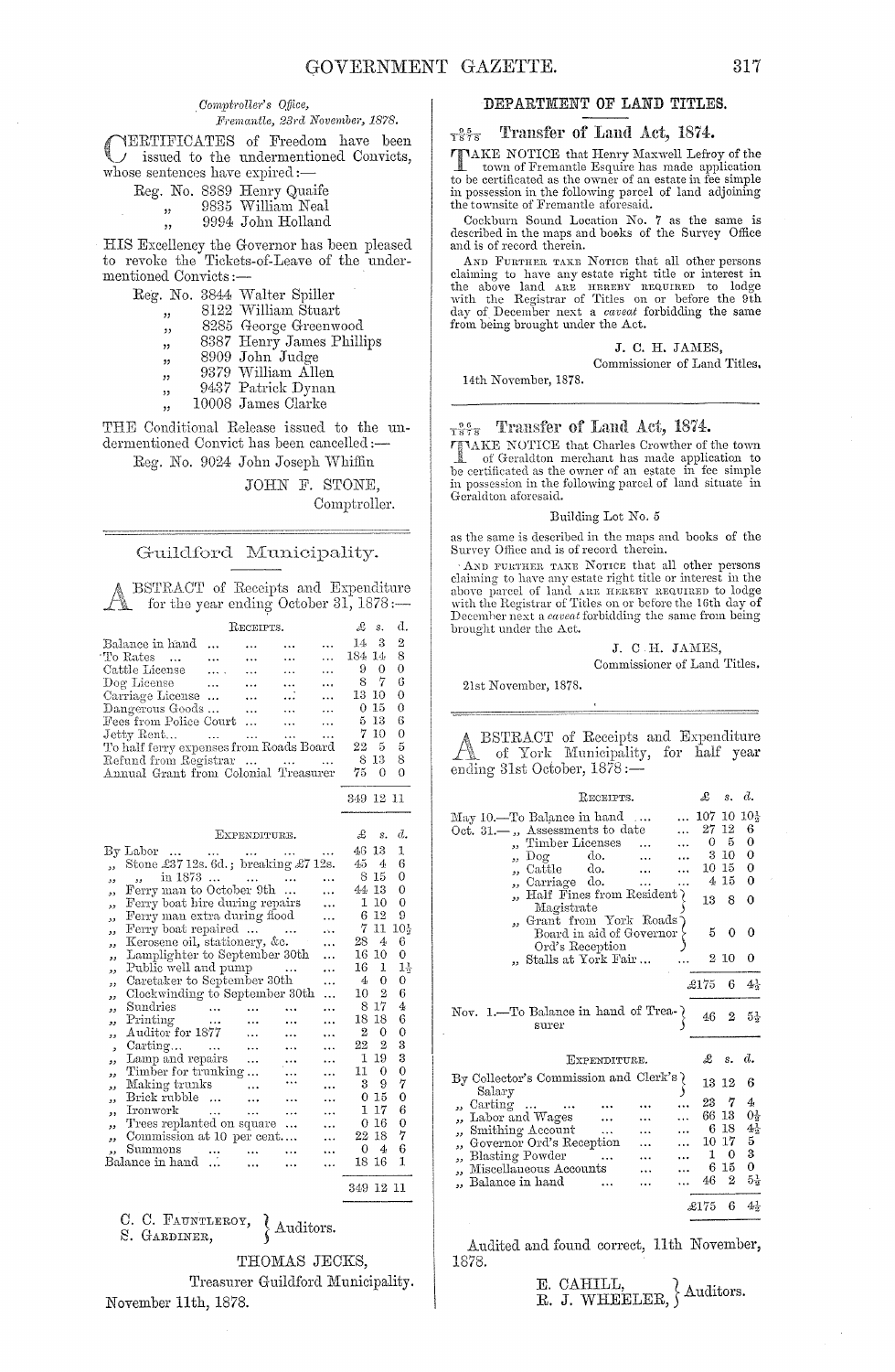*Comptroller's Office,*
*Fremantle, 23rd November, 1878.*

CERTIFICATES of Freedom have been issued to the undermentioned Convicts, whose sentences have expired:—

Reg. No. 8389 Henry Quaife
,, 9835 William Neal
,, 9994 John Holland

HIS Excellency the Governor has been pleased to revoke the Tickets-of-Leave of the undermentioned Convicts:—

Reg. No. 3844 Walter Spiller
,, 8122 William Stuart
,, 8285 George Greenwood
,, 8387 Henry James Phillips
,, 8909 John Judge
,, 9379 William Allen
,, 9437 Patrick Dynan
,, 10008 James Clarke

THE Conditional Release issued to the undermentioned Convict has been cancelled:—

Reg. No. 9024 John Joseph Whiffin

JOHN F. STONE,
Comptroller.

## Guildford Municipality.

ABSTRACT of Receipts and Expenditure for the year ending October 31, 1878:—

| Receipts. | £ | s. | d. |
|---|---|---|---|
| Balance in hand ... | 14 | 3 | 2 |
| To Rates ... | 184 | 14 | 8 |
| Cattle License ... | 9 | 0 | 0 |
| Dog License ... | 8 | 7 | 6 |
| Carriage License ... | 13 | 10 | 0 |
| Dangerous Goods ... | 0 | 15 | 0 |
| Fees from Police Court ... | 5 | 13 | 6 |
| Jetty Rent... | 7 | 10 | 0 |
| To half ferry expenses from Roads Board | 22 | 5 | 5 |
| Refund from Registrar ... | 8 | 13 | 8 |
| Annual Grant from Colonial Treasurer | 75 | 0 | 0 |
| | 349 | 12 | 11 |

| Expenditure. | £ | s. | d. |
|---|---|---|---|
| By Labor ... | 46 | 13 | 1 |
| ,, Stone £37 12s. 6d.; breaking £7 12s. | 45 | 4 | 6 |
| ,, ,, in 1873 ... | 8 | 15 | 0 |
| ,, Ferry man to October 9th ... | 44 | 13 | 0 |
| ,, Ferry boat hire during repairs | 1 | 10 | 0 |
| ,, Ferry man extra during flood | 6 | 12 | 9 |
| ,, Ferry boat repaired ... | 7 | 11 | 10½ |
| ,, Kerosene oil, stationery, &c. | 28 | 4 | 6 |
| ,, Lamplighter to September 30th | 16 | 10 | 0 |
| ,, Public well and pump | 16 | 1 | 1½ |
| ,, Caretaker to September 30th | 4 | 0 | 0 |
| ,, Clockwinding to September 30th ... | 10 | 2 | 6 |
| ,, Sundries | 8 | 17 | 4 |
| ,, Printing | 18 | 18 | 6 |
| ,, Auditor for 1877 | 2 | 0 | 0 |
| ,, Carting... | 22 | 2 | 3 |
| ,, Lamp and repairs | 1 | 19 | 3 |
| ,, Timber for trunking ... | 11 | 0 | 0 |
| ,, Making trunks | 3 | 9 | 7 |
| ,, Brick rubble ... | 0 | 15 | 0 |
| ,, Ironwork | 1 | 17 | 6 |
| ,, Trees replanted on square ... | 0 | 16 | 0 |
| ,, Commission at 10 per cent.... | 22 | 18 | 7 |
| ,, Summons | 0 | 4 | 6 |
| Balance in hand ... | 18 | 16 | 1 |
| | 349 | 12 | 11 |

C. C. FAUNTLEROY, }
S. GARDINER, } Auditors.

THOMAS JECKS,
Treasurer Guildford Municipality.

November 11th, 1878.

## DEPARTMENT OF LAND TITLES.

### $\frac{95}{1878}$ Transfer of Land Act, 1874.

TAKE NOTICE that Henry Maxwell Lefroy of the town of Fremantle Esquire has made application to be certificated as the owner of an estate in fee simple in possession in the following parcel of land adjoining the townsite of Fremantle aforesaid.

Cockburn Sound Location No. 7 as the same is described in the maps and books of the Survey Office and is of record therein.

AND FURTHER TAKE NOTICE that all other persons claiming to have any estate right title or interest in the above land ARE HEREBY REQUIRED to lodge with the Registrar of Titles on or before the 9th day of December next a *caveat* forbidding the same from being brought under the Act.

J. C. H. JAMES,
Commissioner of Land Titles.

14th November, 1878.

### $\frac{96}{1878}$ Transfer of Land Act, 1874.

TAKE NOTICE that Charles Crowther of the town of Geraldton merchant has made application to be certificated as the owner of an estate in fee simple in possession in the following parcel of land situate in Geraldton aforesaid.

Building Lot No. 5

as the same is described in the maps and books of the Survey Office and is of record therein.

AND FURTHER TAKE NOTICE that all other persons claiming to have any estate right title or interest in the above parcel of land ARE HEREBY REQUIRED to lodge with the Registrar of Titles on or before the 16th day of December next a *caveat* forbidding the same from being brought under the Act.

J. C. H. JAMES,
Commissioner of Land Titles.

21st November, 1878.

ABSTRACT of Receipts and Expenditure of York Municipality, for half year ending 31st October, 1878:—

| Receipts. | £ | s. | d. |
|---|---|---|---|
| May 10.—To Balance in hand ... | 107 | 10 | 10½ |
| Oct. 31.— ,, Assessments to date | 27 | 12 | 6 |
| ,, Timber Licenses | 0 | 5 | 0 |
| ,, Dog do. | 3 | 10 | 0 |
| ,, Cattle do. | 10 | 15 | 0 |
| ,, Carriage do. | 4 | 15 | 0 |
| ,, Half Fines from Resident Magistrate | 13 | 8 | 0 |
| ,, Grant from York Roads Board in aid of Governor Ord's Reception | 5 | 0 | 0 |
| ,, Stalls at York Fair ... | 2 | 10 | 0 |
| | £175 | 6 | 4½ |
| Nov. 1.—To Balance in hand of Treasurer | 46 | 2 | 5½ |

| Expenditure. | £ | s. | d. |
|---|---|---|---|
| By Collector's Commission and Clerk's Salary | 13 | 12 | 6 |
| ,, Carting ... | 23 | 7 | 4 |
| ,, Labor and Wages | 66 | 13 | 0½ |
| ,, Smithing Account | 6 | 18 | 4½ |
| ,, Governor Ord's Reception | 10 | 17 | 5 |
| ,, Blasting Powder | 1 | 0 | 3 |
| ,, Miscellaneous Accounts | 6 | 15 | 0 |
| ,, Balance in hand | 46 | 2 | 5½ |
| | £175 | 6 | 4½ |

Audited and found correct, 11th November, 1878.

E. CAHILL, }
R. J. WHEELER, } Auditors.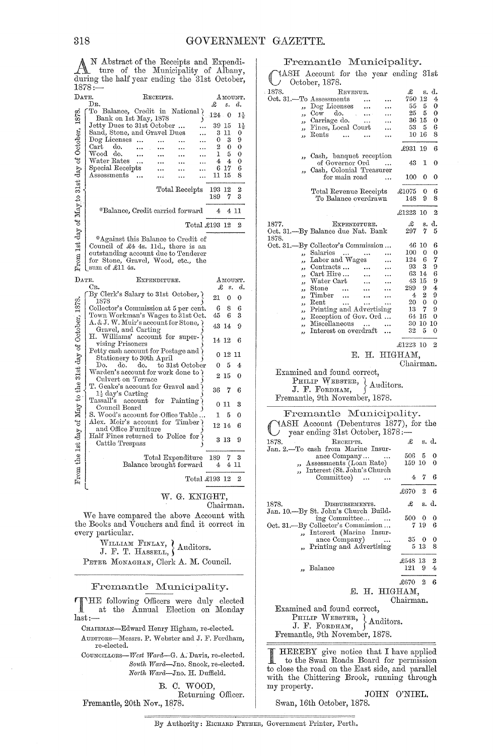AN Abstract of the Receipts and Expenditure of the Municipality of Albany, during the half year ending the 31st October, 1878:—

From 1st day of May to 31st day of October, 1878.

| Date. Dr. | Receipts. | Amount. £ s. d. |
|---|---|---|
| | To Balance, Credit in National Bank on 1st May, 1878 | 124 0 1½ |
| | Jetty Dues to 31st October ... | 39 15 1½ |
| | Sand, Stone, and Gravel Dues ... | 3 11 0 |
| | Dog Licenses ... | 0 3 9 |
| | Cart do. ... | 2 0 0 |
| | Wood do. ... | 1 5 0 |
| | Water Rates ... | 4 4 0 |
| | Special Receipts ... | 6 17 6 |
| | Assessments ... | 11 15 8 |
| | Total Receipts | 193 12 2 |
| | | 189 7 3 |
| | *Balance, Credit carried forward | 4 4 11 |
| | Total | £193 12 2 |

*Against this Balance to Credit of Council of £4 4s. 11d., there is an outstanding account due to Tenderer for Stone, Gravel, Wood, etc., the sum of £11 4s.

From the 1st day of May to the 31st day of October, 1878.

| Date. Cr. | Expenditure. | Amount. £ s. d. |
|---|---|---|
| | By Clerk's Salary to 31st October, 1878 | 21 0 0 |
| | Collector's Commission at 5 per cent. | 6 8 6 |
| | Town Workman's Wages to 31st Oct. | 45 6 3 |
| | A. & J. W. Muir's account for Stone, Gravel, and Carting | 43 14 9 |
| | H. Williams' account for supervising Prisoners | 14 12 6 |
| | Petty cash account for Postage and Stationery to 30th April | 0 12 11 |
| | Do. do. do. to 31st October | 0 5 4 |
| | Warden's account for work done to Culvert on Terrace | 2 15 0 |
| | T. Geake's account for Gravel and 1½ day's Carting | 36 7 6 |
| | Tassall's account for Painting Council Board | 0 11 3 |
| | S. Wood's account for Office Table ... | 1 5 0 |
| | Alex. Moir's account for Timber and Office Furniture | 12 14 6 |
| | Half Fines returned to Police for Cattle Trespass | 3 13 9 |
| | Total Expenditure | 189 7 3 |
| | Balance brought forward | 4 4 11 |
| | Total | £193 12 2 |

W. G. KNIGHT,
Chairman.

We have compared the above Account with the Books and Vouchers and find it correct in every particular.

WILLIAM FINLAY, J. F. T. HASSELL, } Auditors.

PETER MONAGHAN, Clerk A. M. Council.

---

## Fremantle Municipality.

THE following Officers were duly elected at the Annual Election on Monday last:—

CHAIRMAN—Edward Henry Higham, re-elected.

AUDITORS—Messrs. P. Webster and J. F. Fordham, re-elected.

COUNCILLORS—*West Ward*—G. A. Davis, re-elected.
*South Ward*—Jno. Snook, re-elected.
*North Ward*—Jno. H. Duffield.

B. C. WOOD,
Returning Officer.

Fremantle, 20th Nov., 1878.

---

## Fremantle Municipality.

CASH Account for the year ending 31st October, 1878.

| 1878. | Revenue. | £ s. d. |
|---|---|---|
| Oct. 31.— | To Assessments ... | 750 12 4 |
| | " Dog Licenses ... | 55 5 0 |
| | " Cow do. ... | 25 5 0 |
| | " Carriage do. ... | 36 15 0 |
| | " Fines, Local Court ... | 53 5 6 |
| | " Rents ... | 10 16 8 |
| | | £931 19 6 |
| | " Cash, banquet reception of Governor Ord ... | 43 1 0 |
| | " Cash, Colonial Treasurer for main road ... | 100 0 0 |
| | Total Revenue Receipts | £1075 0 6 |
| | To Balance overdrawn | 148 9 8 |
| | | £1223 10 2 |

| | Expenditure. | £ s. d. |
|---|---|---|
| 1877. Oct. 31.— | By Balance due Nat. Bank | 297 7 5 |
| 1878. Oct. 31.— | By Collector's Commission ... | 46 10 6 |
| | " Salaries ... | 100 0 0 |
| | " Labor and Wages ... | 124 6 7 |
| | " Contracts ... | 93 3 9 |
| | " Cart Hire ... | 63 14 6 |
| | " Water Cart ... | 43 15 9 |
| | " Stone ... | 289 9 4 |
| | " Timber ... | 4 2 9 |
| | " Rent ... | 20 0 0 |
| | " Printing and Advertising | 13 7 9 |
| | " Reception of Gov. Ord ... | 64 16 0 |
| | " Miscellaneous ... | 30 10 10 |
| | " Interest on overdraft ... | 32 5 0 |
| | | £1223 10 2 |

E. H. HIGHAM,
Chairman.

Examined and found correct,
PHILIP WEBSTER, J. F. FORDHAM, } Auditors.

Fremantle, 9th November, 1878.

---

## Fremantle Municipality.

CASH Account (Debentures 1877), for the year ending 31st October, 1878:—

| 1878. | Receipts. | £ s. d. |
|---|---|---|
| Jan. 2.— | To cash from Marine Insurance Company ... | 506 5 0 |
| | " Assessments (Loan Rate) | 159 10 0 |
| | " Interest (St. John's Church Committee) ... | 4 7 6 |
| | | £670 2 6 |

| 1878. | Disbursements. | £ s. d. |
|---|---|---|
| Jan. 10.— | By St. John's Church Building Committee ... | 500 0 0 |
| Oct. 31.— | By Collector's Commission ... | 7 19 6 |
| | " Interest (Marine Insurance Company) ... | 35 0 0 |
| | " Printing and Advertising | 5 13 8 |
| | | £548 13 2 |
| | " Balance | 121 9 4 |
| | | £670 2 6 |

E. H. HIGHAM,
Chairman.

Examined and found correct,
PHILIP WEBSTER, J. F. FORDHAM, } Auditors.

Fremantle, 9th November, 1878.

---

I HEREBY give notice that I have applied to the Swan Roads Board for permission to close the road on the East side, and parallel with the Chittering Brook, running through my property.

JOHN O'NIEL.

Swan, 16th October, 1878.

---

By Authority: RICHARD PETHER, Government Printer, Perth.